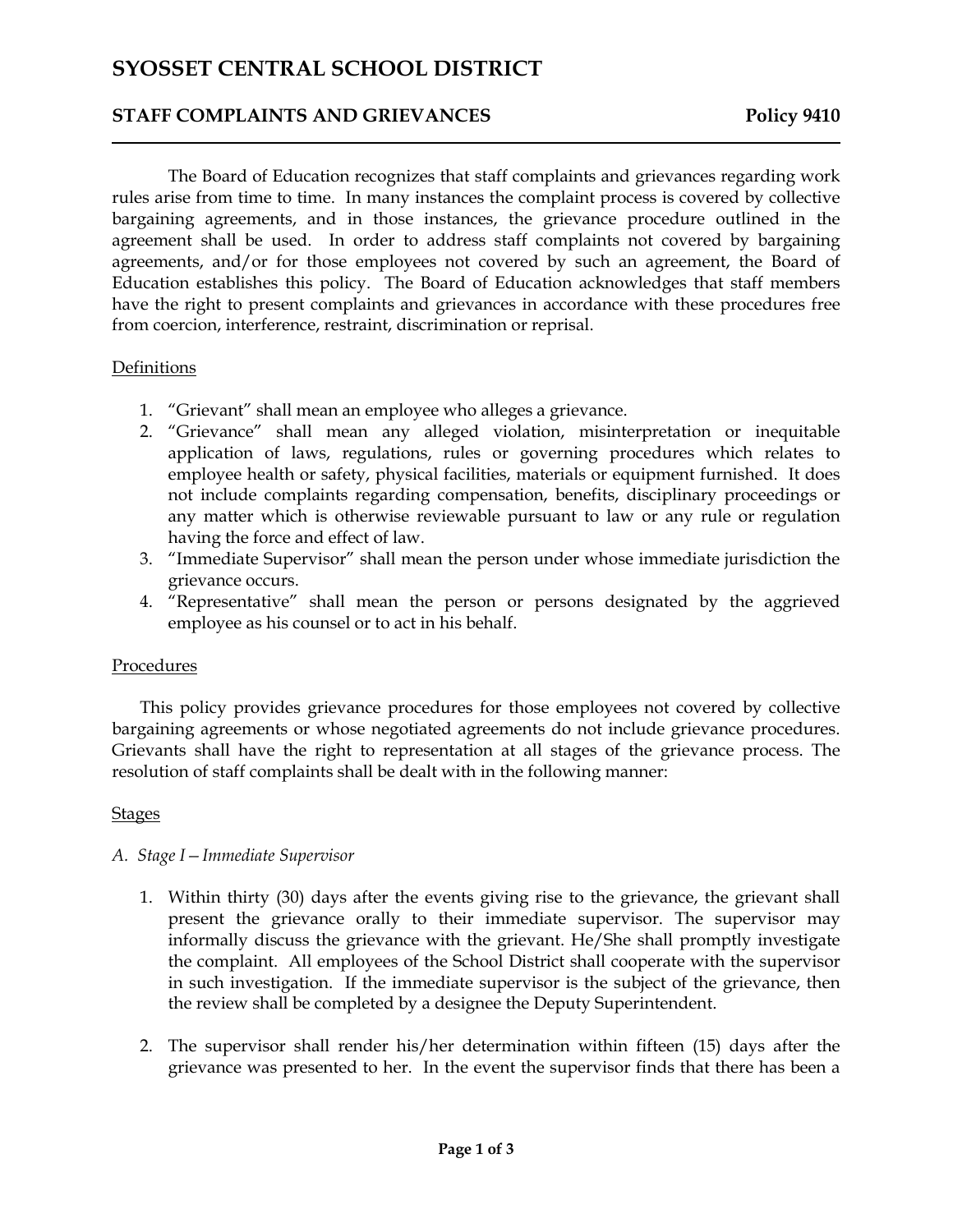# SYOSSET CENTRAL SCHOOL DISTRICT

## STAFF COMPLAINTS AND GRIEVANCES — Policy 9410

The Board of Education recognizes that staff complaints and grievances regarding work rules arise from time to time. In many instances the complaint process is covered by collective bargaining agreements, and in those instances, the grievance procedure outlined in the agreement shall be used. In order to address staff complaints not covered by bargaining agreements, and/or for those employees not covered by such an agreement, the Board of Education establishes this policy. The Board of Education acknowledges that staff members have the right to present complaints and grievances in accordance with these procedures free from coercion, interference, restraint, discrimination or reprisal.

### Definitions

1. "Grievant" shall mean an employee who alleges a grievance.
2. "Grievance" shall mean any alleged violation, misinterpretation or inequitable application of laws, regulations, rules or governing procedures which relates to employee health or safety, physical facilities, materials or equipment furnished. It does not include complaints regarding compensation, benefits, disciplinary proceedings or any matter which is otherwise reviewable pursuant to law or any rule or regulation having the force and effect of law.
3. "Immediate Supervisor" shall mean the person under whose immediate jurisdiction the grievance occurs.
4. "Representative" shall mean the person or persons designated by the aggrieved employee as his counsel or to act in his behalf.

### Procedures

This policy provides grievance procedures for those employees not covered by collective bargaining agreements or whose negotiated agreements do not include grievance procedures. Grievants shall have the right to representation at all stages of the grievance process. The resolution of staff complaints shall be dealt with in the following manner:

### Stages

*A. Stage I – Immediate Supervisor*

1. Within thirty (30) days after the events giving rise to the grievance, the grievant shall present the grievance orally to their immediate supervisor. The supervisor may informally discuss the grievance with the grievant. He/She shall promptly investigate the complaint. All employees of the School District shall cooperate with the supervisor in such investigation. If the immediate supervisor is the subject of the grievance, then the review shall be completed by a designee the Deputy Superintendent.

2. The supervisor shall render his/her determination within fifteen (15) days after the grievance was presented to her. In the event the supervisor finds that there has been a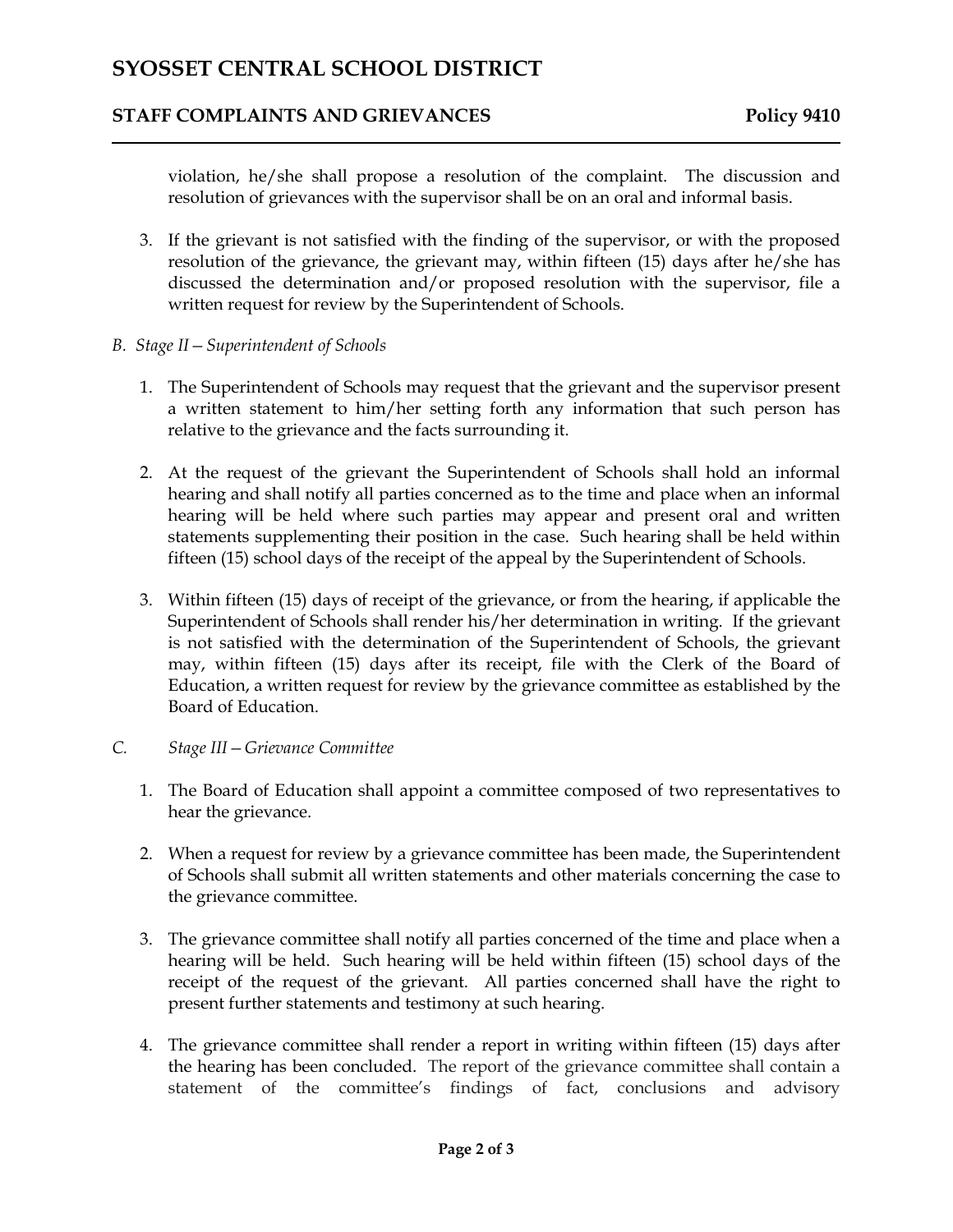violation, he/she shall propose a resolution of the complaint. The discussion and resolution of grievances with the supervisor shall be on an oral and informal basis.

3. If the grievant is not satisfied with the finding of the supervisor, or with the proposed resolution of the grievance, the grievant may, within fifteen (15) days after he/she has discussed the determination and/or proposed resolution with the supervisor, file a written request for review by the Superintendent of Schools.

*B. Stage II – Superintendent of Schools*

1. The Superintendent of Schools may request that the grievant and the supervisor present a written statement to him/her setting forth any information that such person has relative to the grievance and the facts surrounding it.

2. At the request of the grievant the Superintendent of Schools shall hold an informal hearing and shall notify all parties concerned as to the time and place when an informal hearing will be held where such parties may appear and present oral and written statements supplementing their position in the case. Such hearing shall be held within fifteen (15) school days of the receipt of the appeal by the Superintendent of Schools.

3. Within fifteen (15) days of receipt of the grievance, or from the hearing, if applicable the Superintendent of Schools shall render his/her determination in writing. If the grievant is not satisfied with the determination of the Superintendent of Schools, the grievant may, within fifteen (15) days after its receipt, file with the Clerk of the Board of Education, a written request for review by the grievance committee as established by the Board of Education.

*C. Stage III – Grievance Committee*

1. The Board of Education shall appoint a committee composed of two representatives to hear the grievance.

2. When a request for review by a grievance committee has been made, the Superintendent of Schools shall submit all written statements and other materials concerning the case to the grievance committee.

3. The grievance committee shall notify all parties concerned of the time and place when a hearing will be held. Such hearing will be held within fifteen (15) school days of the receipt of the request of the grievant. All parties concerned shall have the right to present further statements and testimony at such hearing.

4. The grievance committee shall render a report in writing within fifteen (15) days after the hearing has been concluded. The report of the grievance committee shall contain a statement of the committee's findings of fact, conclusions and advisory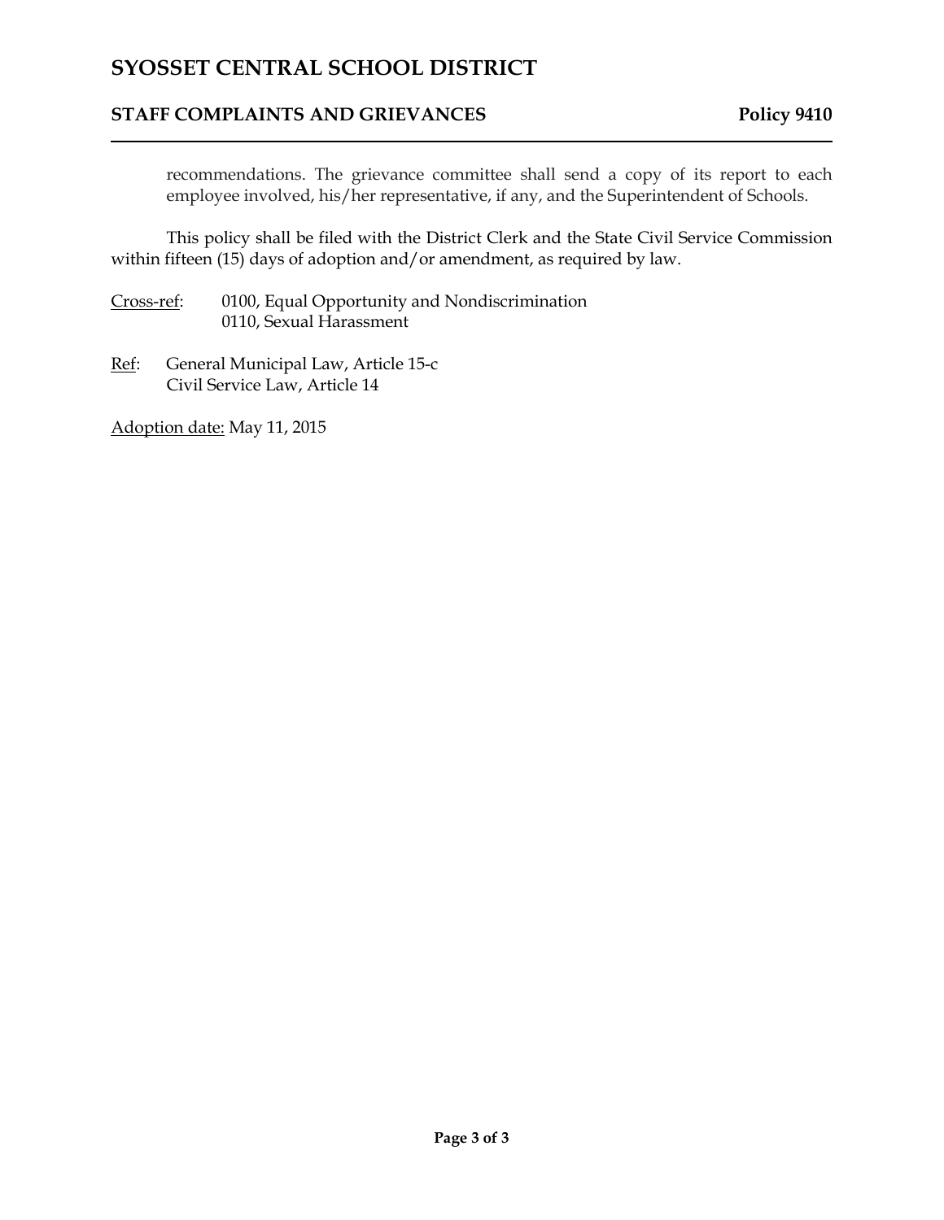recommendations. The grievance committee shall send a copy of its report to each employee involved, his/her representative, if any, and the Superintendent of Schools.

This policy shall be filed with the District Clerk and the State Civil Service Commission within fifteen (15) days of adoption and/or amendment, as required by law.

Cross-ref: 0100, Equal Opportunity and Nondiscrimination
0110, Sexual Harassment

Ref: General Municipal Law, Article 15-c
Civil Service Law, Article 14

Adoption date: May 11, 2015